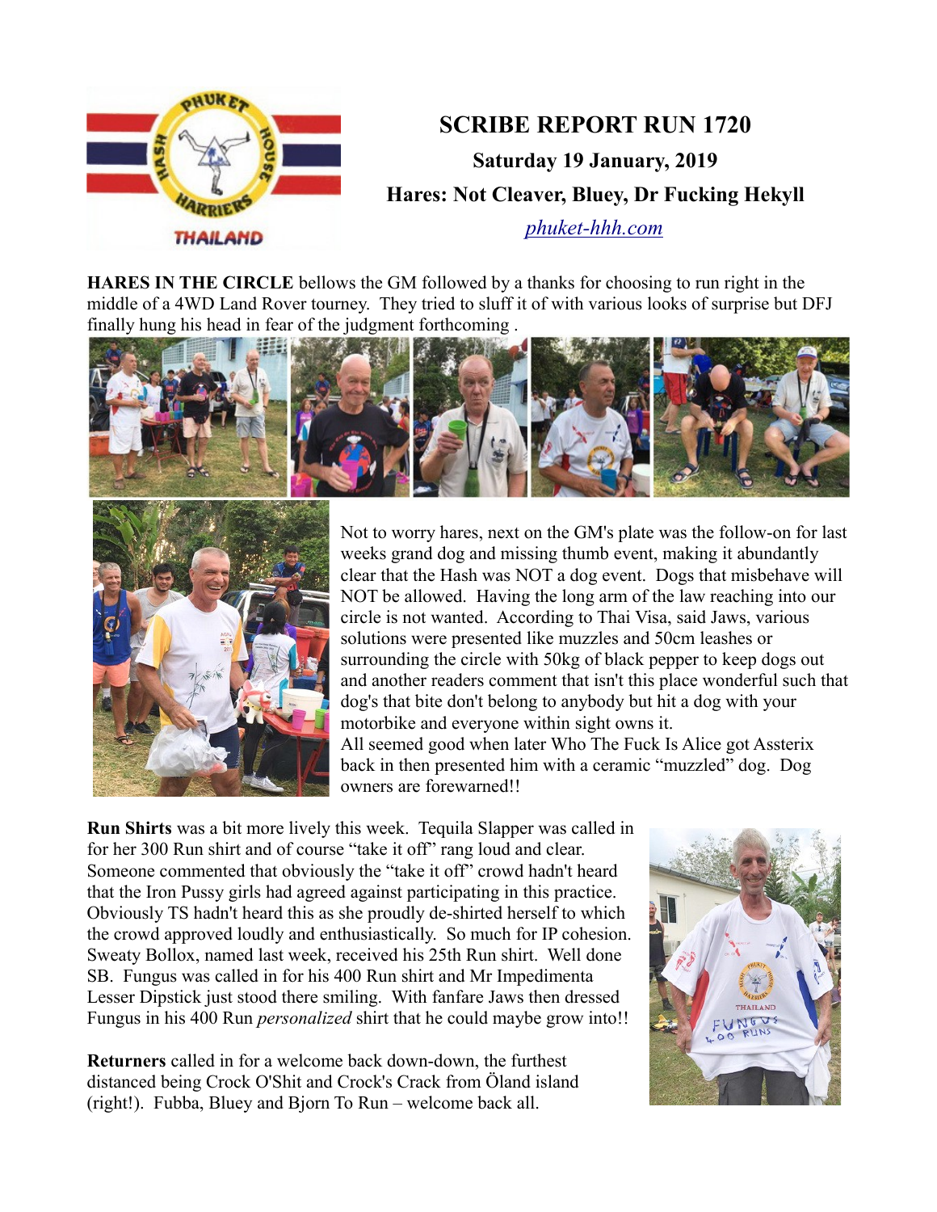# SCRIBE REPORT RUN 1720

**Saturday 19 January, 2019**

**Hares: Not Cleaver, Bluey, Dr Fucking Hekyll**

*phuket-hhh.com*

**HARES IN THE CIRCLE** bellows the GM followed by a thanks for choosing to run right in the middle of a 4WD Land Rover tourney. They tried to sluff it of with various looks of surprise but DFJ finally hung his head in fear of the judgment forthcoming .

Not to worry hares, next on the GM's plate was the follow-on for last weeks grand dog and missing thumb event, making it abundantly clear that the Hash was NOT a dog event. Dogs that misbehave will NOT be allowed. Having the long arm of the law reaching into our circle is not wanted. According to Thai Visa, said Jaws, various solutions were presented like muzzles and 50cm leashes or surrounding the circle with 50kg of black pepper to keep dogs out and another readers comment that isn't this place wonderful such that dog's that bite don't belong to anybody but hit a dog with your motorbike and everyone within sight owns it.
All seemed good when later Who The Fuck Is Alice got Assterix back in then presented him with a ceramic "muzzled" dog. Dog owners are forewarned!!

**Run Shirts** was a bit more lively this week. Tequila Slapper was called in for her 300 Run shirt and of course "take it off" rang loud and clear. Someone commented that obviously the "take it off" crowd hadn't heard that the Iron Pussy girls had agreed against participating in this practice. Obviously TS hadn't heard this as she proudly de-shirted herself to which the crowd approved loudly and enthusiastically. So much for IP cohesion. Sweaty Bollox, named last week, received his 25th Run shirt. Well done SB. Fungus was called in for his 400 Run shirt and Mr Impedimenta Lesser Dipstick just stood there smiling. With fanfare Jaws then dressed Fungus in his 400 Run *personalized* shirt that he could maybe grow into!!

**Returners** called in for a welcome back down-down, the furthest distanced being Crock O'Shit and Crock's Crack from Öland island (right!). Fubba, Bluey and Bjorn To Run – welcome back all.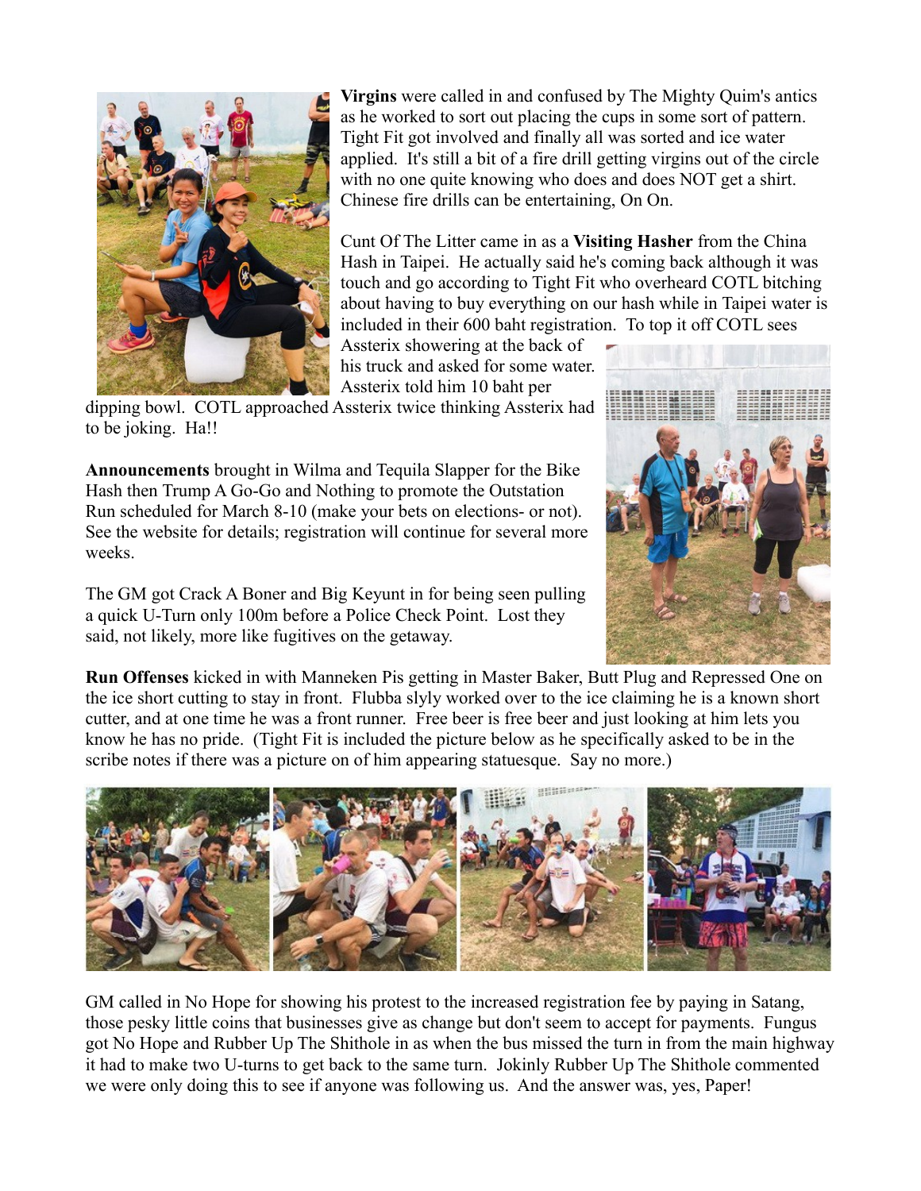**Virgins** were called in and confused by The Mighty Quim's antics as he worked to sort out placing the cups in some sort of pattern. Tight Fit got involved and finally all was sorted and ice water applied. It's still a bit of a fire drill getting virgins out of the circle with no one quite knowing who does and does NOT get a shirt. Chinese fire drills can be entertaining, On On.

Cunt Of The Litter came in as a **Visiting Hasher** from the China Hash in Taipei. He actually said he's coming back although it was touch and go according to Tight Fit who overheard COTL bitching about having to buy everything on our hash while in Taipei water is included in their 600 baht registration. To top it off COTL sees Assterix showering at the back of his truck and asked for some water. Assterix told him 10 baht per dipping bowl. COTL approached Assterix twice thinking Assterix had to be joking. Ha!!

**Announcements** brought in Wilma and Tequila Slapper for the Bike Hash then Trump A Go-Go and Nothing to promote the Outstation Run scheduled for March 8-10 (make your bets on elections- or not). See the website for details; registration will continue for several more weeks.

The GM got Crack A Boner and Big Keyunt in for being seen pulling a quick U-Turn only 100m before a Police Check Point. Lost they said, not likely, more like fugitives on the getaway.

**Run Offenses** kicked in with Manneken Pis getting in Master Baker, Butt Plug and Repressed One on the ice short cutting to stay in front. Flubba slyly worked over to the ice claiming he is a known short cutter, and at one time he was a front runner. Free beer is free beer and just looking at him lets you know he has no pride. (Tight Fit is included the picture below as he specifically asked to be in the scribe notes if there was a picture on of him appearing statuesque. Say no more.)

GM called in No Hope for showing his protest to the increased registration fee by paying in Satang, those pesky little coins that businesses give as change but don't seem to accept for payments. Fungus got No Hope and Rubber Up The Shithole in as when the bus missed the turn in from the main highway it had to make two U-turns to get back to the same turn. Jokinly Rubber Up The Shithole commented we were only doing this to see if anyone was following us. And the answer was, yes, Paper!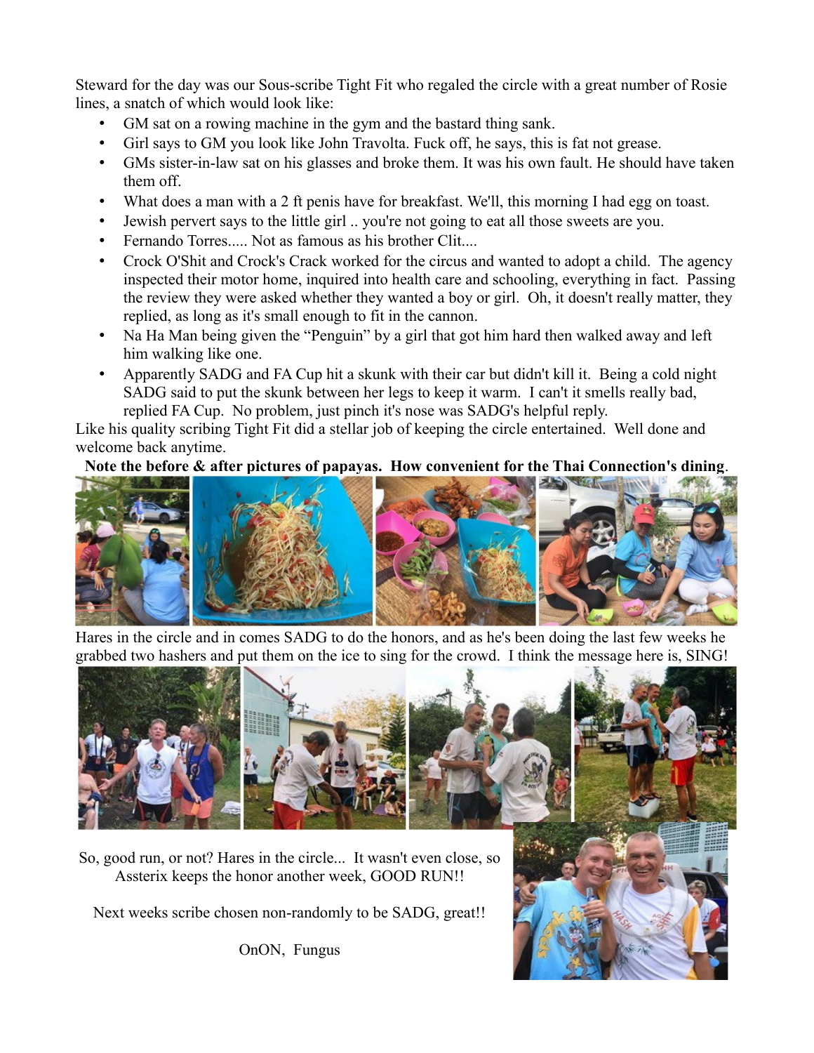Steward for the day was our Sous-scribe Tight Fit who regaled the circle with a great number of Rosie lines, a snatch of which would look like:

- GM sat on a rowing machine in the gym and the bastard thing sank.
- Girl says to GM you look like John Travolta. Fuck off, he says, this is fat not grease.
- GMs sister-in-law sat on his glasses and broke them. It was his own fault. He should have taken them off.
- What does a man with a 2 ft penis have for breakfast. We'll, this morning I had egg on toast.
- Jewish pervert says to the little girl .. you're not going to eat all those sweets are you.
- Fernando Torres..... Not as famous as his brother Clit....
- Crock O'Shit and Crock's Crack worked for the circus and wanted to adopt a child. The agency inspected their motor home, inquired into health care and schooling, everything in fact. Passing the review they were asked whether they wanted a boy or girl. Oh, it doesn't really matter, they replied, as long as it's small enough to fit in the cannon.
- Na Ha Man being given the "Penguin" by a girl that got him hard then walked away and left him walking like one.
- Apparently SADG and FA Cup hit a skunk with their car but didn't kill it. Being a cold night SADG said to put the skunk between her legs to keep it warm. I can't it smells really bad, replied FA Cup. No problem, just pinch it's nose was SADG's helpful reply.

Like his quality scribing Tight Fit did a stellar job of keeping the circle entertained. Well done and welcome back anytime.

**Note the before & after pictures of papayas. How convenient for the Thai Connection's dining**.

Hares in the circle and in comes SADG to do the honors, and as he's been doing the last few weeks he grabbed two hashers and put them on the ice to sing for the crowd. I think the message here is, SING!

So, good run, or not? Hares in the circle... It wasn't even close, so Assterix keeps the honor another week, GOOD RUN!!

Next weeks scribe chosen non-randomly to be SADG, great!!

OnON, Fungus